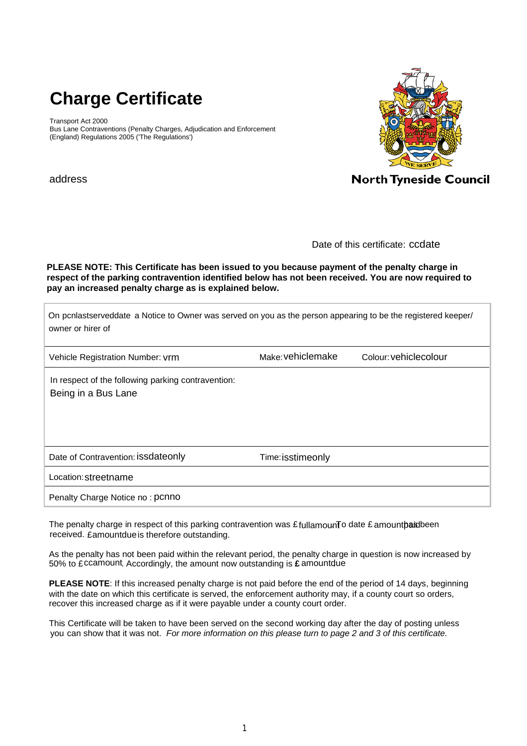# Charge Certificate

Transport Act 2000
Bus Lane Contraventions (Penalty Charges, Adjudication and Enforcement (England) Regulations 2005 ('The Regulations')

address

North Tyneside Council

Date of this certificate: ccdate

**PLEASE NOTE: This Certificate has been issued to you because payment of the penalty charge in respect of the parking contravention identified below has not been received. You are now required to pay an increased penalty charge as is explained below.**

| | | |
|---|---|---|
| On pcnlastserveddate a Notice to Owner was served on you as the person appearing to be the registered keeper/ owner or hirer of | | |
| Vehicle Registration Number: vrm | Make: vehiclemake | Colour: vehiclecolour |
| In respect of the following parking contravention:<br>Being in a Bus Lane | | |
| Date of Contravention: issdateonly | Time: isstimeonly | |
| Location: streetname | | |
| Penalty Charge Notice no : pcnno | | |

The penalty charge in respect of this parking contravention was £ fullamount. To date £ amountpaid has been received. £amountdue is therefore outstanding.

As the penalty has not been paid within the relevant period, the penalty charge in question is now increased by 50% to £ ccamount. Accordingly, the amount now outstanding is **£** amountdue

**PLEASE NOTE**: If this increased penalty charge is not paid before the end of the period of 14 days, beginning with the date on which this certificate is served, the enforcement authority may, if a county court so orders, recover this increased charge as if it were payable under a county court order.

This Certificate will be taken to have been served on the second working day after the day of posting unless you can show that it was not. *For more information on this please turn to page 2 and 3 of this certificate.*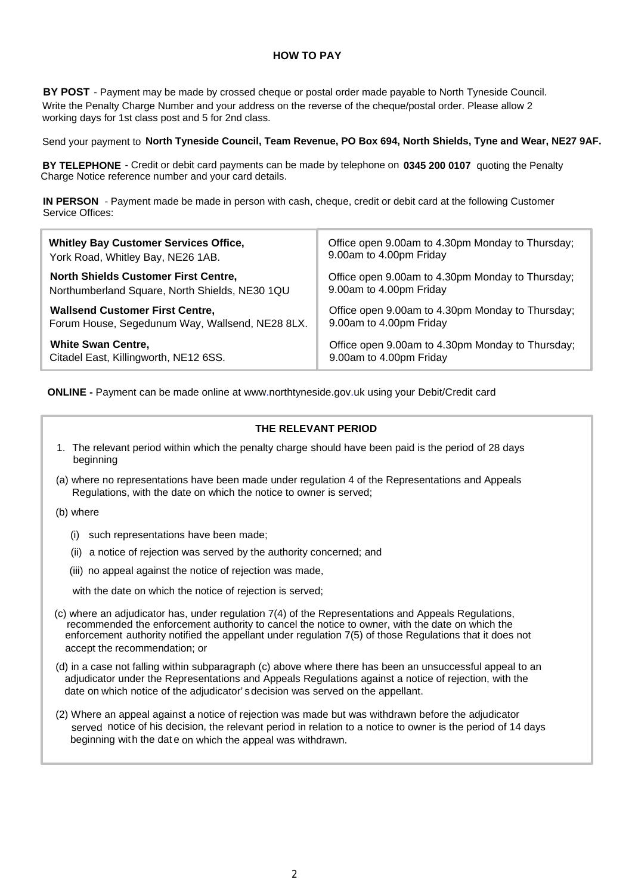## HOW TO PAY

**BY POST** - Payment may be made by crossed cheque or postal order made payable to North Tyneside Council. Write the Penalty Charge Number and your address on the reverse of the cheque/postal order. Please allow 2 working days for 1st class post and 5 for 2nd class.

Send your payment to **North Tyneside Council, Team Revenue, PO Box 694, North Shields, Tyne and Wear, NE27 9AF.**

**BY TELEPHONE** - Credit or debit card payments can be made by telephone on **0345 200 0107** quoting the Penalty Charge Notice reference number and your card details.

**IN PERSON** - Payment made be made in person with cash, cheque, credit or debit card at the following Customer Service Offices:

| | |
|---|---|
| **Whitley Bay Customer Services Office,** York Road, Whitley Bay, NE26 1AB. | Office open 9.00am to 4.30pm Monday to Thursday; 9.00am to 4.00pm Friday |
| **North Shields Customer First Centre,** Northumberland Square, North Shields, NE30 1QU | Office open 9.00am to 4.30pm Monday to Thursday; 9.00am to 4.00pm Friday |
| **Wallsend Customer First Centre,** Forum House, Segedunum Way, Wallsend, NE28 8LX. | Office open 9.00am to 4.30pm Monday to Thursday; 9.00am to 4.00pm Friday |
| **White Swan Centre,** Citadel East, Killingworth, NE12 6SS. | Office open 9.00am to 4.30pm Monday to Thursday; 9.00am to 4.00pm Friday |

**ONLINE -** Payment can be made online at www.northtyneside.gov.uk using your Debit/Credit card

## THE RELEVANT PERIOD

1. The relevant period within which the penalty charge should have been paid is the period of 28 days beginning

(a) where no representations have been made under regulation 4 of the Representations and Appeals Regulations, with the date on which the notice to owner is served;

(b) where

(i) such representations have been made;

(ii) a notice of rejection was served by the authority concerned; and

(iii) no appeal against the notice of rejection was made,

with the date on which the notice of rejection is served;

(c) where an adjudicator has, under regulation 7(4) of the Representations and Appeals Regulations, recommended the enforcement authority to cancel the notice to owner, with the date on which the enforcement authority notified the appellant under regulation 7(5) of those Regulations that it does not accept the recommendation; or

(d) in a case not falling within subparagraph (c) above where there has been an unsuccessful appeal to an adjudicator under the Representations and Appeals Regulations against a notice of rejection, with the date on which notice of the adjudicator's decision was served on the appellant.

(2) Where an appeal against a notice of rejection was made but was withdrawn before the adjudicator served notice of his decision, the relevant period in relation to a notice to owner is the period of 14 days beginning with the date on which the appeal was withdrawn.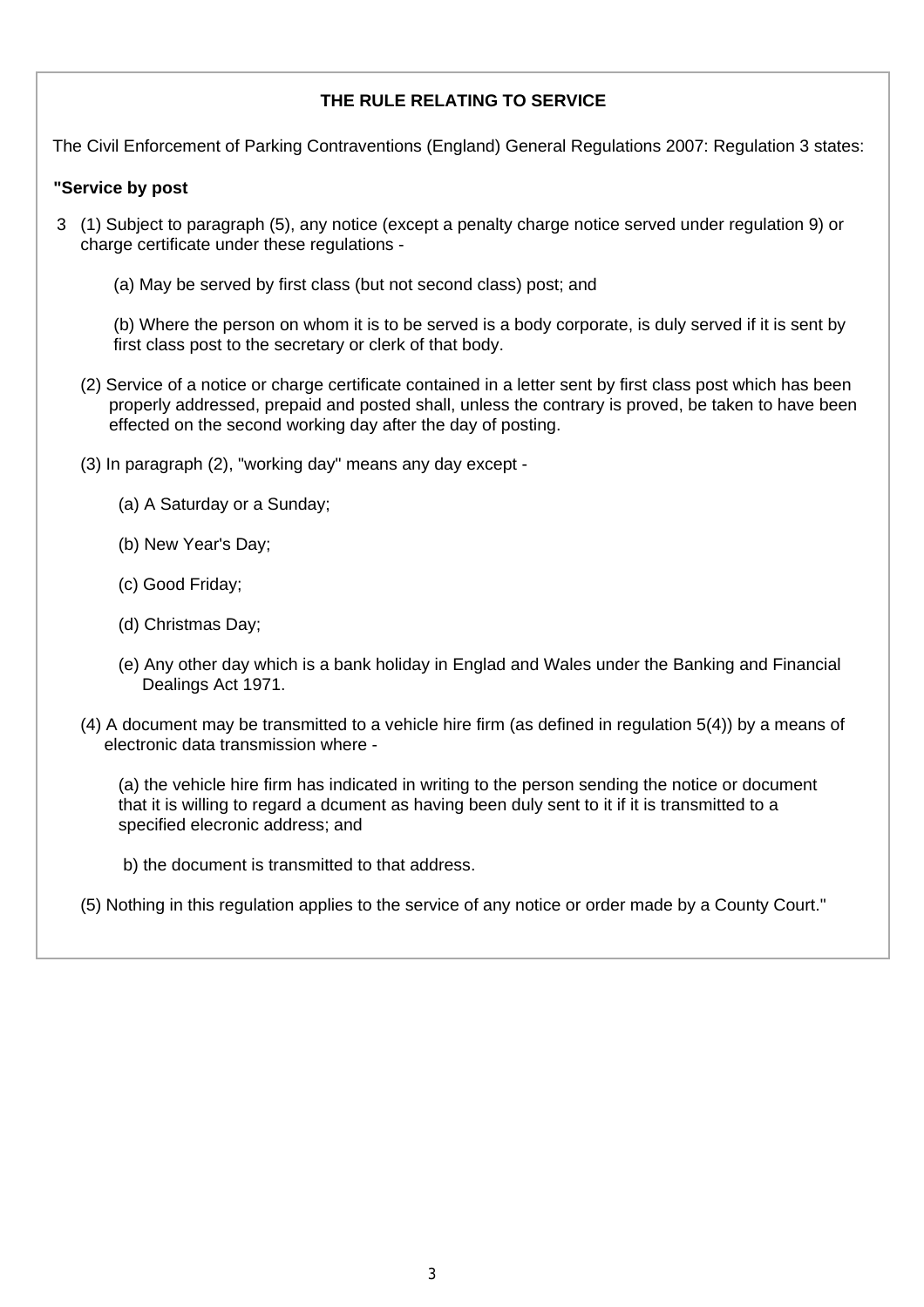## THE RULE RELATING TO SERVICE

The Civil Enforcement of Parking Contraventions (England) General Regulations 2007: Regulation 3 states:

**"Service by post**

3 (1) Subject to paragraph (5), any notice (except a penalty charge notice served under regulation 9) or charge certificate under these regulations -

(a) May be served by first class (but not second class) post; and

(b) Where the person on whom it is to be served is a body corporate, is duly served if it is sent by first class post to the secretary or clerk of that body.

(2) Service of a notice or charge certificate contained in a letter sent by first class post which has been properly addressed, prepaid and posted shall, unless the contrary is proved, be taken to have been effected on the second working day after the day of posting.

(3) In paragraph (2), "working day" means any day except -

(a) A Saturday or a Sunday;

(b) New Year's Day;

(c) Good Friday;

(d) Christmas Day;

(e) Any other day which is a bank holiday in Englad and Wales under the Banking and Financial Dealings Act 1971.

(4) A document may be transmitted to a vehicle hire firm (as defined in regulation 5(4)) by a means of electronic data transmission where -

(a) the vehicle hire firm has indicated in writing to the person sending the notice or document that it is willing to regard a dcument as having been duly sent to it if it is transmitted to a specified elecronic address; and

b) the document is transmitted to that address.

(5) Nothing in this regulation applies to the service of any notice or order made by a County Court."